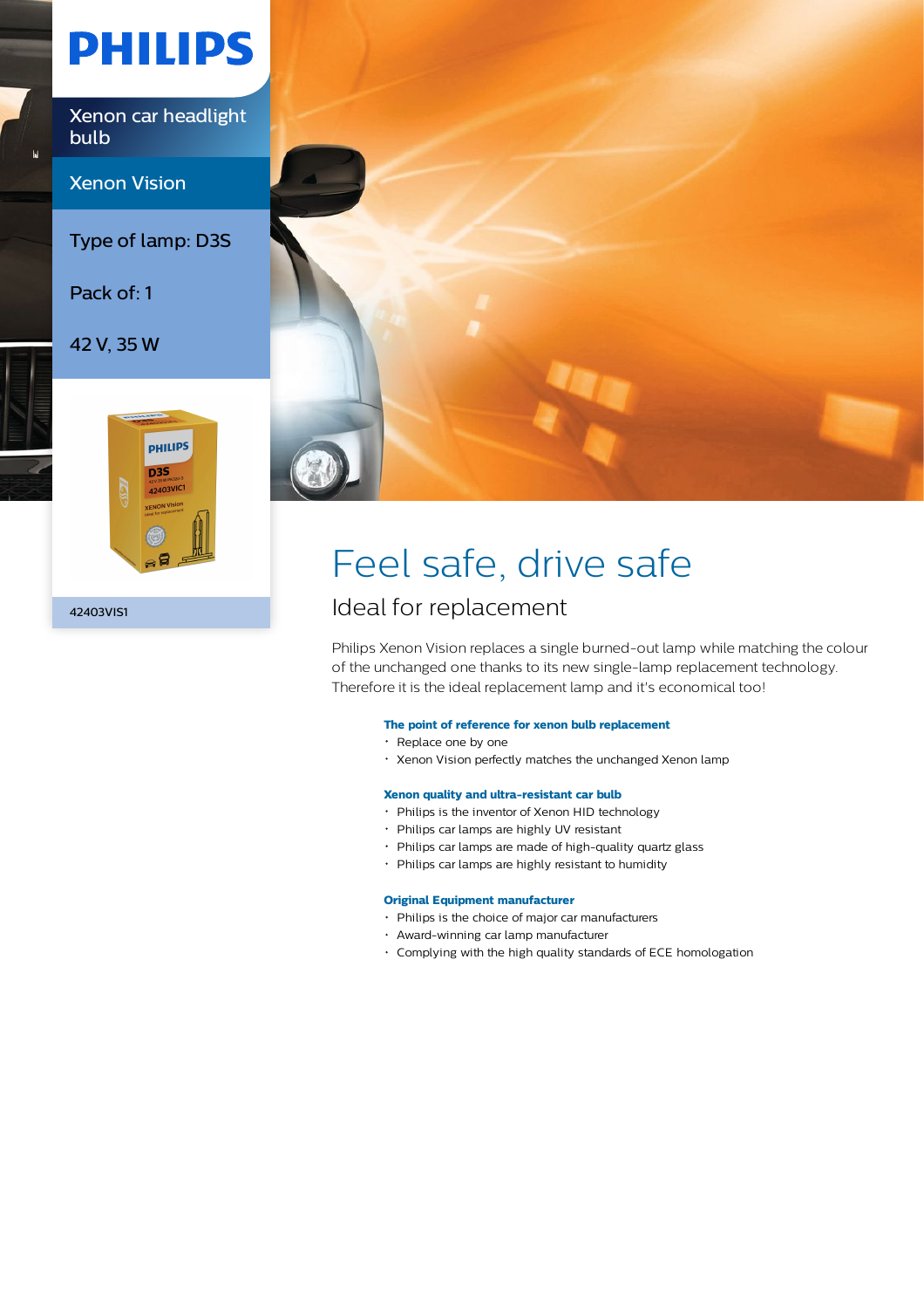# PHILIPS

Xenon car headlight bulb

Xenon Vision

Type of lamp: D3S

Pack of: 1

42 V, 35 W

42403VIS1

# Feel safe, drive safe

## Ideal for replacement

Philips Xenon Vision replaces a single burned-out lamp while matching the colour of the unchanged one thanks to its new single-lamp replacement technology. Therefore it is the ideal replacement lamp and it's economical too!

**The point of reference for xenon bulb replacement**

- Replace one by one
- Xenon Vision perfectly matches the unchanged Xenon lamp

**Xenon quality and ultra-resistant car bulb**

- Philips is the inventor of Xenon HID technology
- Philips car lamps are highly UV resistant
- Philips car lamps are made of high-quality quartz glass
- Philips car lamps are highly resistant to humidity

**Original Equipment manufacturer**

- Philips is the choice of major car manufacturers
- Award-winning car lamp manufacturer
- Complying with the high quality standards of ECE homologation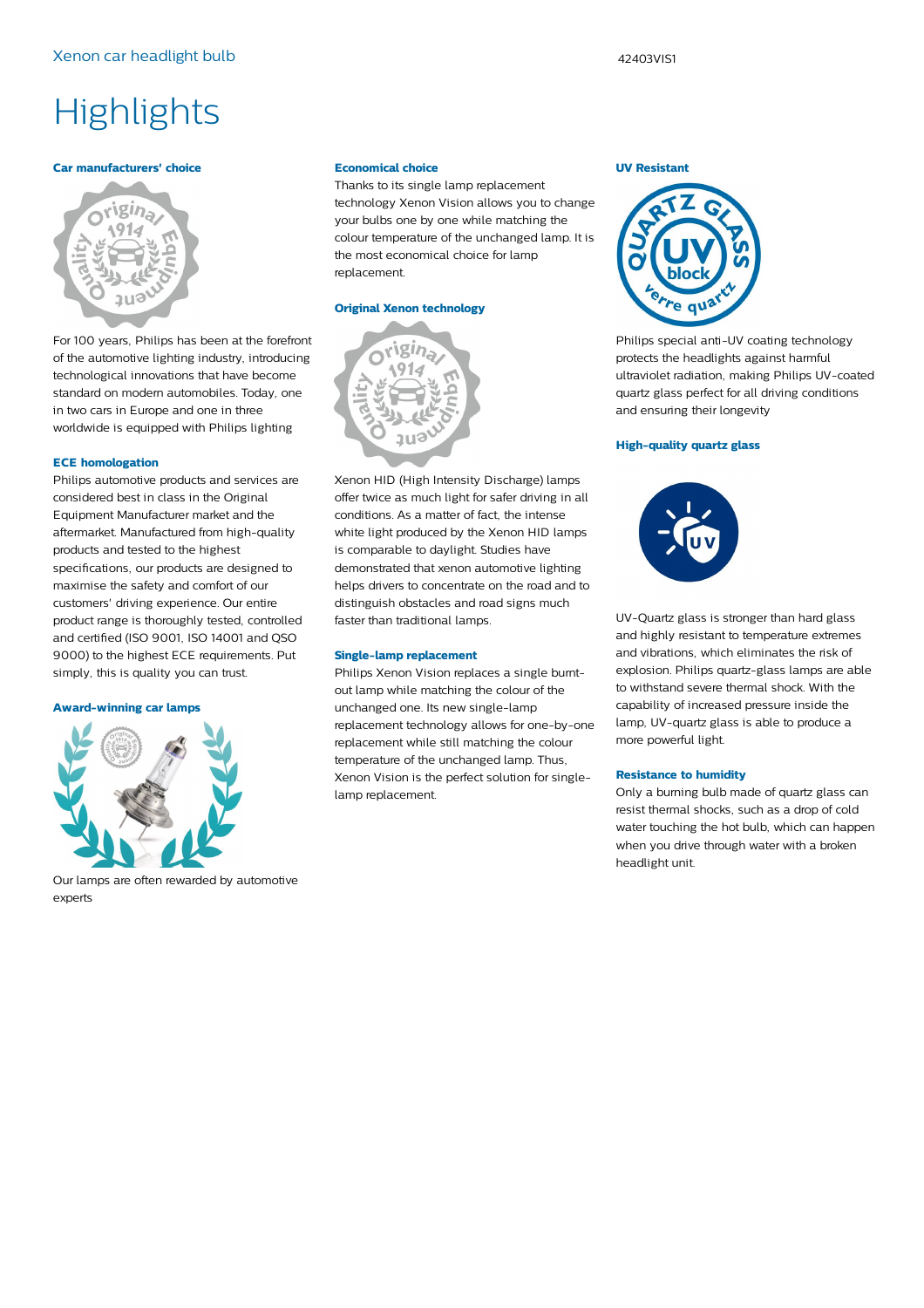# Highlights

### Car manufacturers' choice

For 100 years, Philips has been at the forefront of the automotive lighting industry, introducing technological innovations that have become standard on modern automobiles. Today, one in two cars in Europe and one in three worldwide is equipped with Philips lighting

### ECE homologation

Philips automotive products and services are considered best in class in the Original Equipment Manufacturer market and the aftermarket. Manufactured from high-quality products and tested to the highest specifications, our products are designed to maximise the safety and comfort of our customers' driving experience. Our entire product range is thoroughly tested, controlled and certified (ISO 9001, ISO 14001 and QSO 9000) to the highest ECE requirements. Put simply, this is quality you can trust.

### Award-winning car lamps

Our lamps are often rewarded by automotive experts

### Economical choice

Thanks to its single lamp replacement technology Xenon Vision allows you to change your bulbs one by one while matching the colour temperature of the unchanged lamp. It is the most economical choice for lamp replacement.

### Original Xenon technology

Xenon HID (High Intensity Discharge) lamps offer twice as much light for safer driving in all conditions. As a matter of fact, the intense white light produced by the Xenon HID lamps is comparable to daylight. Studies have demonstrated that xenon automotive lighting helps drivers to concentrate on the road and to distinguish obstacles and road signs much faster than traditional lamps.

### Single-lamp replacement

Philips Xenon Vision replaces a single burnt-out lamp while matching the colour of the unchanged one. Its new single-lamp replacement technology allows for one-by-one replacement while still matching the colour temperature of the unchanged lamp. Thus, Xenon Vision is the perfect solution for single-lamp replacement.

### UV Resistant

Philips special anti-UV coating technology protects the headlights against harmful ultraviolet radiation, making Philips UV-coated quartz glass perfect for all driving conditions and ensuring their longevity

### High-quality quartz glass

UV-Quartz glass is stronger than hard glass and highly resistant to temperature extremes and vibrations, which eliminates the risk of explosion. Philips quartz-glass lamps are able to withstand severe thermal shock. With the capability of increased pressure inside the lamp, UV-quartz glass is able to produce a more powerful light.

### Resistance to humidity

Only a burning bulb made of quartz glass can resist thermal shocks, such as a drop of cold water touching the hot bulb, which can happen when you drive through water with a broken headlight unit.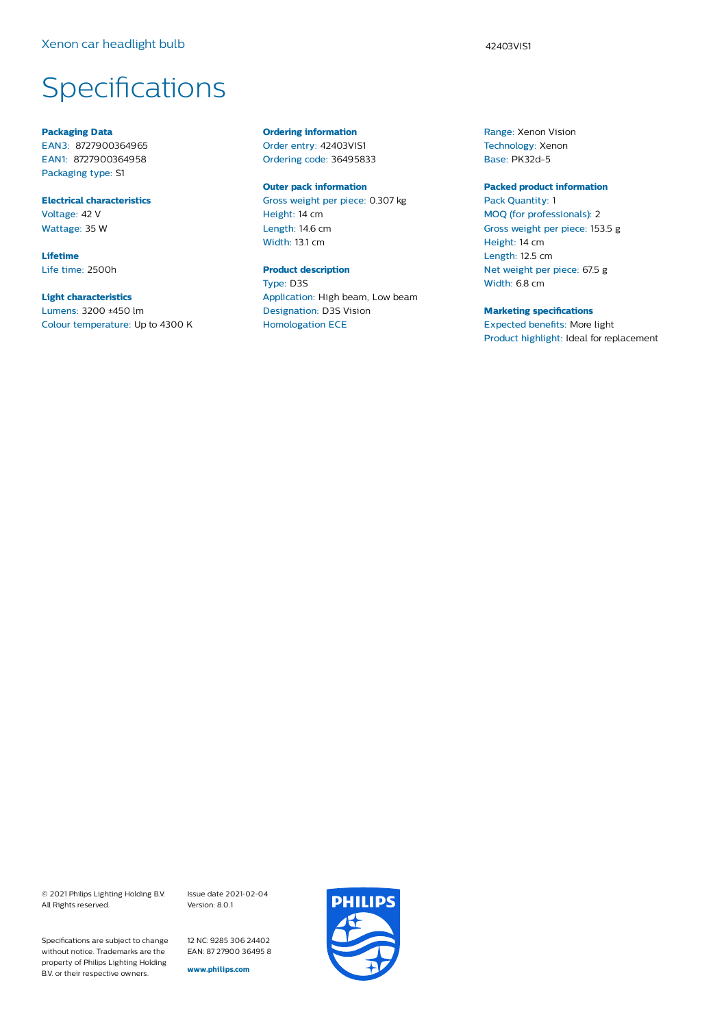Xenon car headlight bulb

42403VIS1

# Specifications

**Packaging Data**
EAN3: 8727900364965
EAN1: 8727900364958
Packaging type: S1

**Electrical characteristics**
Voltage: 42 V
Wattage: 35 W

**Lifetime**
Life time: 2500h

**Light characteristics**
Lumens: 3200 ±450 lm
Colour temperature: Up to 4300 K

**Ordering information**
Order entry: 42403VIS1
Ordering code: 36495833

**Outer pack information**
Gross weight per piece: 0.307 kg
Height: 14 cm
Length: 14.6 cm
Width: 13.1 cm

**Product description**
Type: D3S
Application: High beam, Low beam
Designation: D3S Vision
Homologation ECE

Range: Xenon Vision
Technology: Xenon
Base: PK32d-5

**Packed product information**
Pack Quantity: 1
MOQ (for professionals): 2
Gross weight per piece: 153.5 g
Height: 14 cm
Length: 12.5 cm
Net weight per piece: 67.5 g
Width: 6.8 cm

**Marketing specifications**
Expected benefits: More light
Product highlight: Ideal for replacement

© 2021 Philips Lighting Holding B.V.
All Rights reserved.

Specifications are subject to change without notice. Trademarks are the property of Philips Lighting Holding B.V. or their respective owners.

Issue date 2021-02-04
Version: 8.0.1

12 NC: 9285 306 24402
EAN: 87 27900 36495 8

www.philips.com